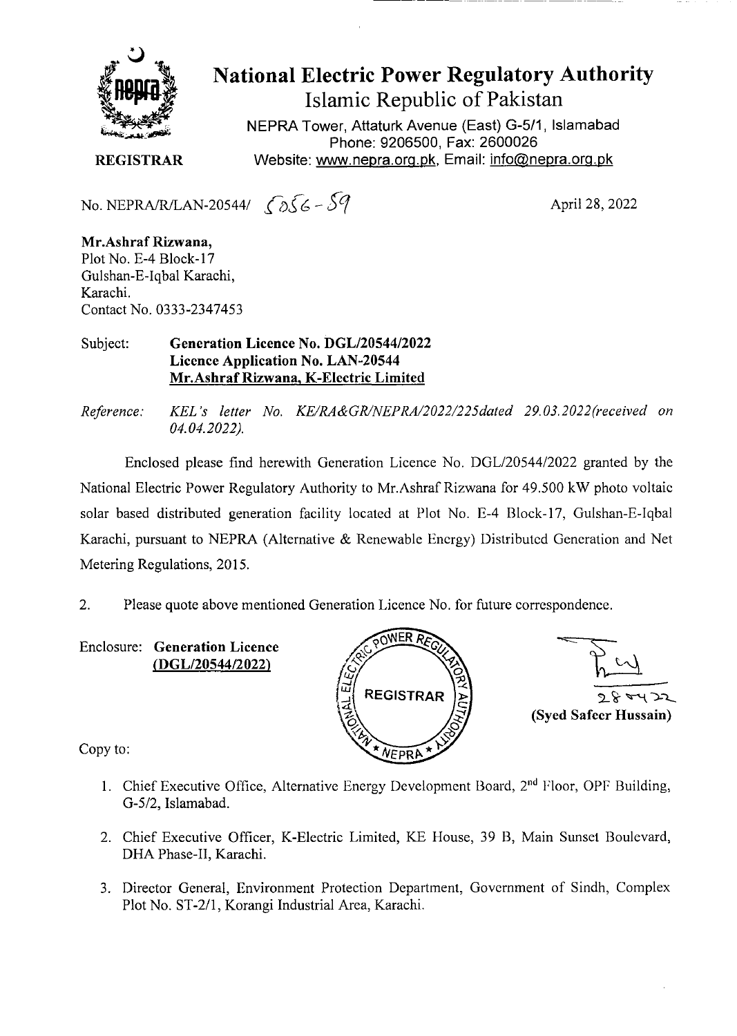# National Electric Power Regulatory Authority

## Islamic Republic of Pakistan

NEPRA Tower, Attaturk Avenue (East) G-5/1, Islamabad
Phone: 9206500, Fax: 2600026
Website: www.nepra.org.pk, Email: info@nepra.org.pk

**REGISTRAR**

No. NEPRA/R/LAN-20544/ 5056 - 59

April 28, 2022

**Mr.Ashraf Rizwana,**
Plot No. E-4 Block-17
Gulshan-E-Iqbal Karachi,
Karachi.
Contact No. 0333-2347453

Subject: **Generation Licence No. DGL/20544/2022**
**Licence Application No. LAN-20544**
**Mr.Ashraf Rizwana, K-Electric Limited**

*Reference: KEL's letter No. KE/RA&GR/NEPRA/2022/225dated 29.03.2022(received on 04.04.2022).*

Enclosed please find herewith Generation Licence No. DGL/20544/2022 granted by the National Electric Power Regulatory Authority to Mr.Ashraf Rizwana for 49.500 kW photo voltaic solar based distributed generation facility located at Plot No. E-4 Block-17, Gulshan-E-Iqbal Karachi, pursuant to NEPRA (Alternative & Renewable Energy) Distributed Generation and Net Metering Regulations, 2015.

2. Please quote above mentioned Generation Licence No. for future correspondence.

Enclosure: **Generation Licence (DGL/20544/2022)**

28-4-22
**(Syed Safeer Hussain)**

Copy to:

1. Chief Executive Office, Alternative Energy Development Board, 2nd Floor, OPF Building, G-5/2, Islamabad.
2. Chief Executive Officer, K-Electric Limited, KE House, 39 B, Main Sunset Boulevard, DHA Phase-II, Karachi.
3. Director General, Environment Protection Department, Government of Sindh, Complex Plot No. ST-2/1, Korangi Industrial Area, Karachi.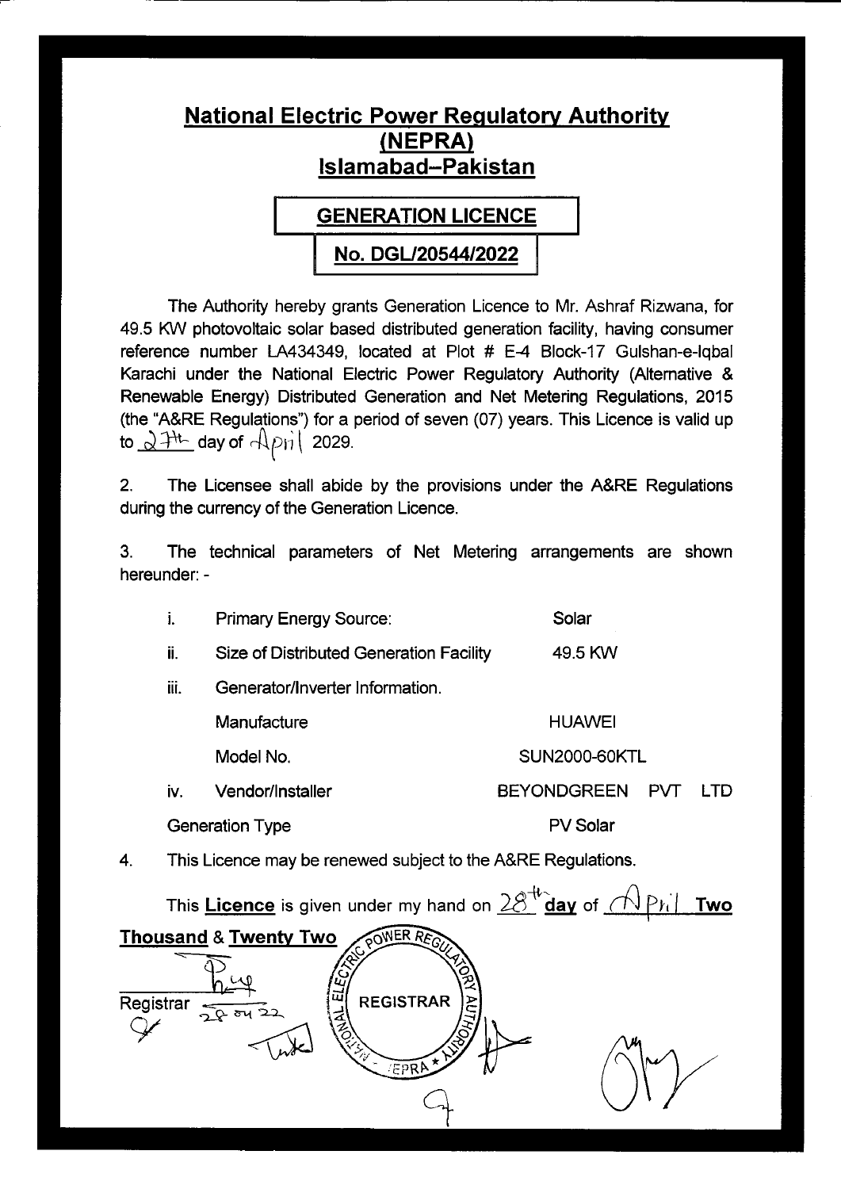# National Electric Power Regulatory Authority (NEPRA) Islamabad–Pakistan

## GENERATION LICENCE

## No. DGL/20544/2022

The Authority hereby grants Generation Licence to Mr. Ashraf Rizwana, for 49.5 KW photovoltaic solar based distributed generation facility, having consumer reference number LA434349, located at Plot # E-4 Block-17 Gulshan-e-Iqbal Karachi under the National Electric Power Regulatory Authority (Alternative & Renewable Energy) Distributed Generation and Net Metering Regulations, 2015 (the "A&RE Regulations") for a period of seven (07) years. This Licence is valid up to 27th day of April 2029.

2. The Licensee shall abide by the provisions under the A&RE Regulations during the currency of the Generation Licence.

3. The technical parameters of Net Metering arrangements are shown hereunder: -

| | | |
|---|---|---|
| i. | Primary Energy Source: | Solar |
| ii. | Size of Distributed Generation Facility | 49.5 KW |
| iii. | Generator/Inverter Information. | |
| | Manufacture | HUAWEI |
| | Model No. | SUN2000-60KTL |
| iv. | Vendor/Installer | BEYONDGREEN PVT LTD |
| | Generation Type | PV Solar |

4. This Licence may be renewed subject to the A&RE Regulations.

This **Licence** is given under my hand on 28th **day** of April **Two Thousand** & **Twenty Two**

Registrar
28 04 22

REGISTRAR
NATIONAL ELECTRIC POWER REGULATORY AUTHORITY
NEPRA